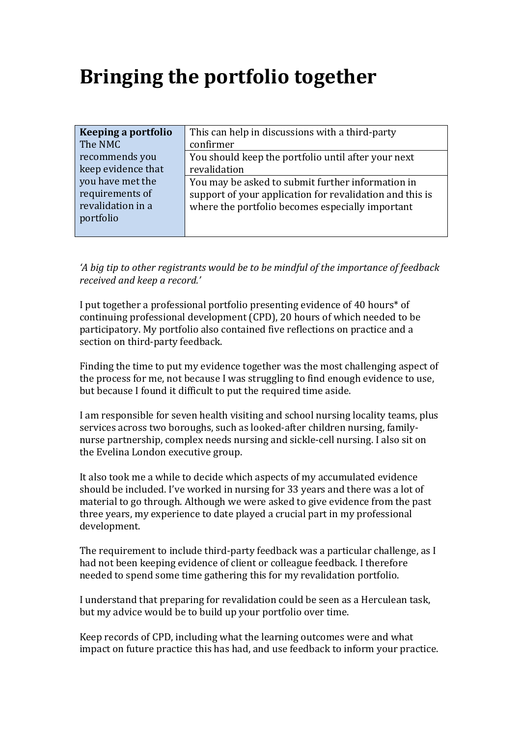# Bringing the portfolio together

| **Keeping a portfolio** The NMC recommends you keep evidence that you have met the requirements of revalidation in a portfolio | This can help in discussions with a third-party confirmer |
|---|---|
| | You should keep the portfolio until after your next revalidation |
| | You may be asked to submit further information in support of your application for revalidation and this is where the portfolio becomes especially important |

*'A big tip to other registrants would be to be mindful of the importance of feedback received and keep a record.'*

I put together a professional portfolio presenting evidence of 40 hours* of continuing professional development (CPD), 20 hours of which needed to be participatory. My portfolio also contained five reflections on practice and a section on third-party feedback.

Finding the time to put my evidence together was the most challenging aspect of the process for me, not because I was struggling to find enough evidence to use, but because I found it difficult to put the required time aside.

I am responsible for seven health visiting and school nursing locality teams, plus services across two boroughs, such as looked-after children nursing, family-nurse partnership, complex needs nursing and sickle-cell nursing. I also sit on the Evelina London executive group.

It also took me a while to decide which aspects of my accumulated evidence should be included. I've worked in nursing for 33 years and there was a lot of material to go through. Although we were asked to give evidence from the past three years, my experience to date played a crucial part in my professional development.

The requirement to include third-party feedback was a particular challenge, as I had not been keeping evidence of client or colleague feedback. I therefore needed to spend some time gathering this for my revalidation portfolio.

I understand that preparing for revalidation could be seen as a Herculean task, but my advice would be to build up your portfolio over time.

Keep records of CPD, including what the learning outcomes were and what impact on future practice this has had, and use feedback to inform your practice.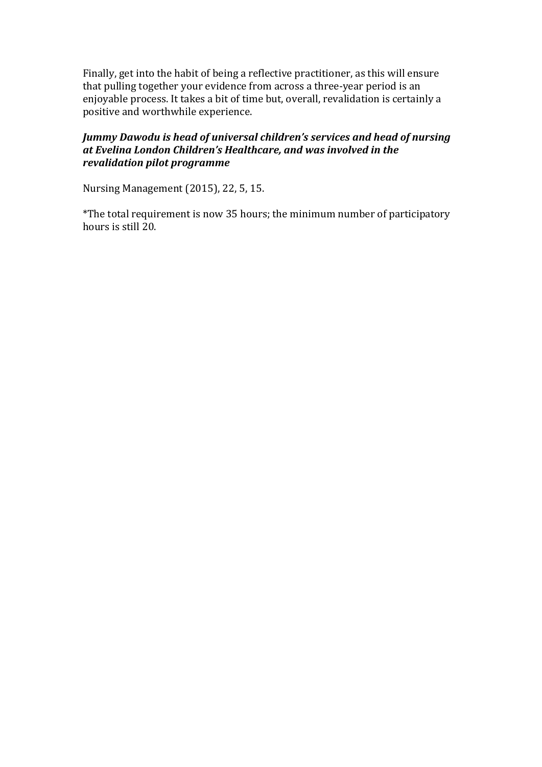Finally, get into the habit of being a reflective practitioner, as this will ensure that pulling together your evidence from across a three-year period is an enjoyable process. It takes a bit of time but, overall, revalidation is certainly a positive and worthwhile experience.

***Jummy Dawodu is head of universal children's services and head of nursing at Evelina London Children's Healthcare, and was involved in the revalidation pilot programme***

Nursing Management (2015), 22, 5, 15.

*The total requirement is now 35 hours; the minimum number of participatory hours is still 20.